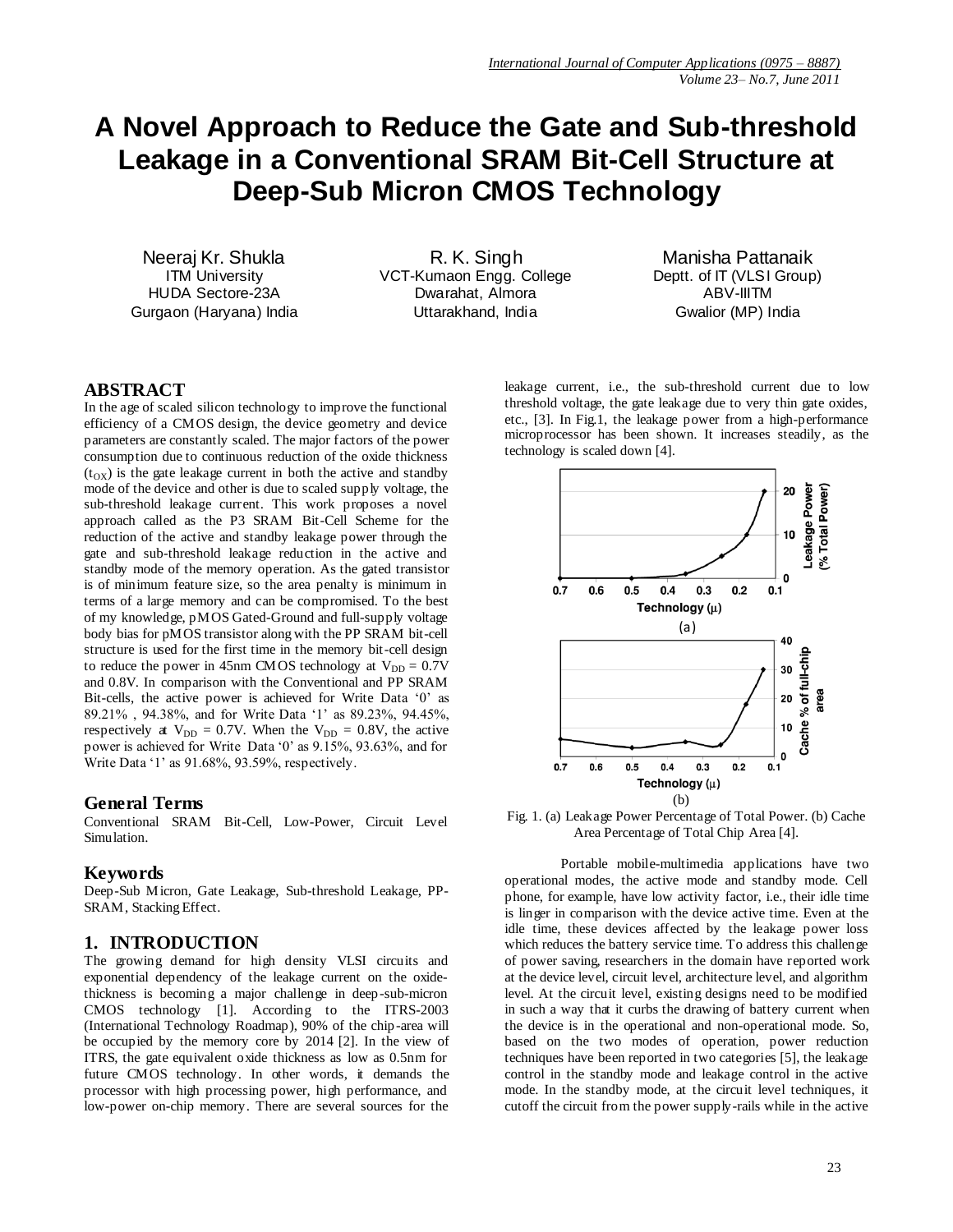# A Novel Approach to Reduce the Gate and Sub-threshold Leakage in a Conventional SRAM Bit-Cell Structure at Deep-Sub Micron CMOS Technology

Neeraj Kr. Shukla
ITM University
HUDA Sectore-23A
Gurgaon (Haryana) India

R. K. Singh
VCT-Kumaon Engg. College
Dwarahat, Almora
Uttarakhand, India

Manisha Pattanaik
Deptt. of IT (VLSI Group)
ABV-IIITM
Gwalior (MP) India

## ABSTRACT

In the age of scaled silicon technology to improve the functional efficiency of a CMOS design, the device geometry and device parameters are constantly scaled. The major factors of the power consumption due to continuous reduction of the oxide thickness ($t_{OX}$) is the gate leakage current in both the active and standby mode of the device and other is due to scaled supply voltage, the sub-threshold leakage current. This work proposes a novel approach called as the P3 SRAM Bit-Cell Scheme for the reduction of the active and standby leakage power through the gate and sub-threshold leakage reduction in the active and standby mode of the memory operation. As the gated transistor is of minimum feature size, so the area penalty is minimum in terms of a large memory and can be compromised. To the best of my knowledge, pMOS Gated-Ground and full-supply voltage body bias for pMOS transistor along with the PP SRAM bit-cell structure is used for the first time in the memory bit-cell design to reduce the power in 45nm CMOS technology at $V_{DD}$ = 0.7V and 0.8V. In comparison with the Conventional and PP SRAM Bit-cells, the active power is achieved for Write Data '0' as 89.21% , 94.38%, and for Write Data '1' as 89.23%, 94.45%, respectively at $V_{DD}$ = 0.7V. When the $V_{DD}$ = 0.8V, the active power is achieved for Write Data '0' as 9.15%, 93.63%, and for Write Data '1' as 91.68%, 93.59%, respectively.

## General Terms

Conventional SRAM Bit-Cell, Low-Power, Circuit Level Simulation.

## Keywords

Deep-Sub Micron, Gate Leakage, Sub-threshold Leakage, PP-SRAM, Stacking Effect.

## 1. INTRODUCTION

The growing demand for high density VLSI circuits and exponential dependency of the leakage current on the oxide-thickness is becoming a major challenge in deep-sub-micron CMOS technology [1]. According to the ITRS-2003 (International Technology Roadmap), 90% of the chip-area will be occupied by the memory core by 2014 [2]. In the view of ITRS, the gate equivalent oxide thickness as low as 0.5nm for future CMOS technology. In other words, it demands the processor with high processing power, high performance, and low-power on-chip memory. There are several sources for the leakage current, i.e., the sub-threshold current due to low threshold voltage, the gate leakage due to very thin gate oxides, etc., [3]. In Fig.1, the leakage power from a high-performance microprocessor has been shown. It increases steadily, as the technology is scaled down [4].

Fig. 1. (a) Leakage Power Percentage of Total Power. (b) Cache Area Percentage of Total Chip Area [4].

Portable mobile-multimedia applications have two operational modes, the active mode and standby mode. Cell phone, for example, have low activity factor, i.e., their idle time is linger in comparison with the device active time. Even at the idle time, these devices affected by the leakage power loss which reduces the battery service time. To address this challenge of power saving, researchers in the domain have reported work at the device level, circuit level, architecture level, and algorithm level. At the circuit level, existing designs need to be modified in such a way that it curbs the drawing of battery current when the device is in the operational and non-operational mode. So, based on the two modes of operation, power reduction techniques have been reported in two categories [5], the leakage control in the standby mode and leakage control in the active mode. In the standby mode, at the circuit level techniques, it cutoff the circuit from the power supply-rails while in the active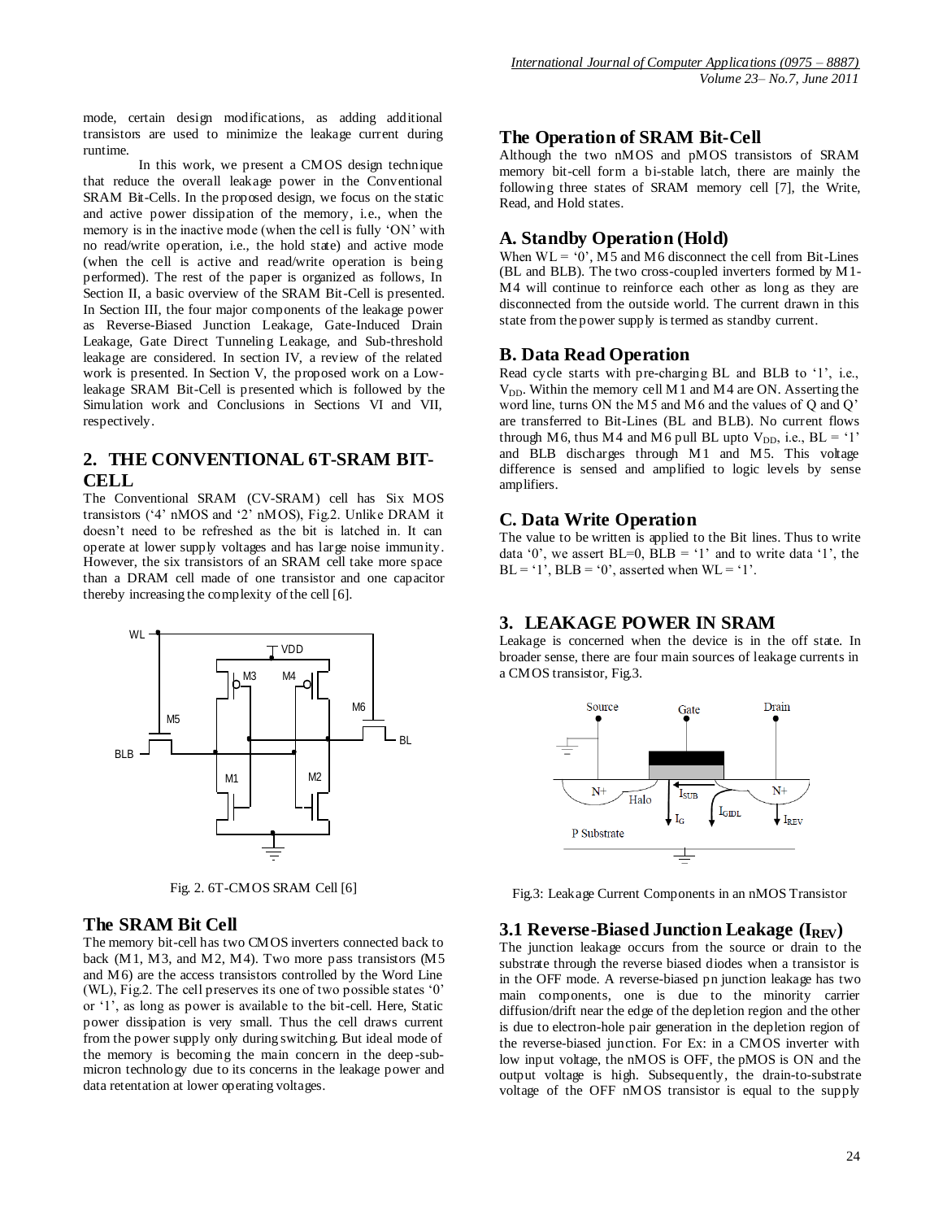mode, certain design modifications, as adding additional transistors are used to minimize the leakage current during runtime.

In this work, we present a CMOS design technique that reduce the overall leakage power in the Conventional SRAM Bit-Cells. In the proposed design, we focus on the static and active power dissipation of the memory, i.e., when the memory is in the inactive mode (when the cell is fully 'ON' with no read/write operation, i.e., the hold state) and active mode (when the cell is active and read/write operation is being performed). The rest of the paper is organized as follows, In Section II, a basic overview of the SRAM Bit-Cell is presented. In Section III, the four major components of the leakage power as Reverse-Biased Junction Leakage, Gate-Induced Drain Leakage, Gate Direct Tunneling Leakage, and Sub-threshold leakage are considered. In section IV, a review of the related work is presented. In Section V, the proposed work on a Low-leakage SRAM Bit-Cell is presented which is followed by the Simulation work and Conclusions in Sections VI and VII, respectively.

## 2. THE CONVENTIONAL 6T-SRAM BIT-CELL

The Conventional SRAM (CV-SRAM) cell has Six MOS transistors ('4' nMOS and '2' nMOS), Fig.2. Unlike DRAM it doesn't need to be refreshed as the bit is latched in. It can operate at lower supply voltages and has large noise immunity. However, the six transistors of an SRAM cell take more space than a DRAM cell made of one transistor and one capacitor thereby increasing the complexity of the cell [6].

Fig. 2. 6T-CMOS SRAM Cell [6]

### The SRAM Bit Cell

The memory bit-cell has two CMOS inverters connected back to back (M1, M3, and M2, M4). Two more pass transistors (M5 and M6) are the access transistors controlled by the Word Line (WL), Fig.2. The cell preserves its one of two possible states '0' or '1', as long as power is available to the bit-cell. Here, Static power dissipation is very small. Thus the cell draws current from the power supply only during switching. But ideal mode of the memory is becoming the main concern in the deep-sub-micron technology due to its concerns in the leakage power and data retentation at lower operating voltages.

### The Operation of SRAM Bit-Cell

Although the two nMOS and pMOS transistors of SRAM memory bit-cell form a bi-stable latch, there are mainly the following three states of SRAM memory cell [7], the Write, Read, and Hold states.

### A. Standby Operation (Hold)

When WL = '0', M5 and M6 disconnect the cell from Bit-Lines (BL and BLB). The two cross-coupled inverters formed by M1-M4 will continue to reinforce each other as long as they are disconnected from the outside world. The current drawn in this state from the power supply is termed as standby current.

### B. Data Read Operation

Read cycle starts with pre-charging BL and BLB to '1', i.e., $V_{DD}$. Within the memory cell M1 and M4 are ON. Asserting the word line, turns ON the M5 and M6 and the values of Q and Q' are transferred to Bit-Lines (BL and BLB). No current flows through M6, thus M4 and M6 pull BL upto $V_{DD}$, i.e., BL = '1' and BLB discharges through M1 and M5. This voltage difference is sensed and amplified to logic levels by sense amplifiers.

### C. Data Write Operation

The value to be written is applied to the Bit lines. Thus to write data '0', we assert BL=0, BLB = '1' and to write data '1', the BL = '1', BLB = '0', asserted when WL = '1'.

## 3. LEAKAGE POWER IN SRAM

Leakage is concerned when the device is in the off state. In broader sense, there are four main sources of leakage currents in a CMOS transistor, Fig.3.

Fig.3: Leakage Current Components in an nMOS Transistor

### 3.1 Reverse-Biased Junction Leakage ($I_{REV}$)

The junction leakage occurs from the source or drain to the substrate through the reverse biased diodes when a transistor is in the OFF mode. A reverse-biased pn junction leakage has two main components, one is due to the minority carrier diffusion/drift near the edge of the depletion region and the other is due to electron-hole pair generation in the depletion region of the reverse-biased junction. For Ex: in a CMOS inverter with low input voltage, the nMOS is OFF, the pMOS is ON and the output voltage is high. Subsequently, the drain-to-substrate voltage of the OFF nMOS transistor is equal to the supply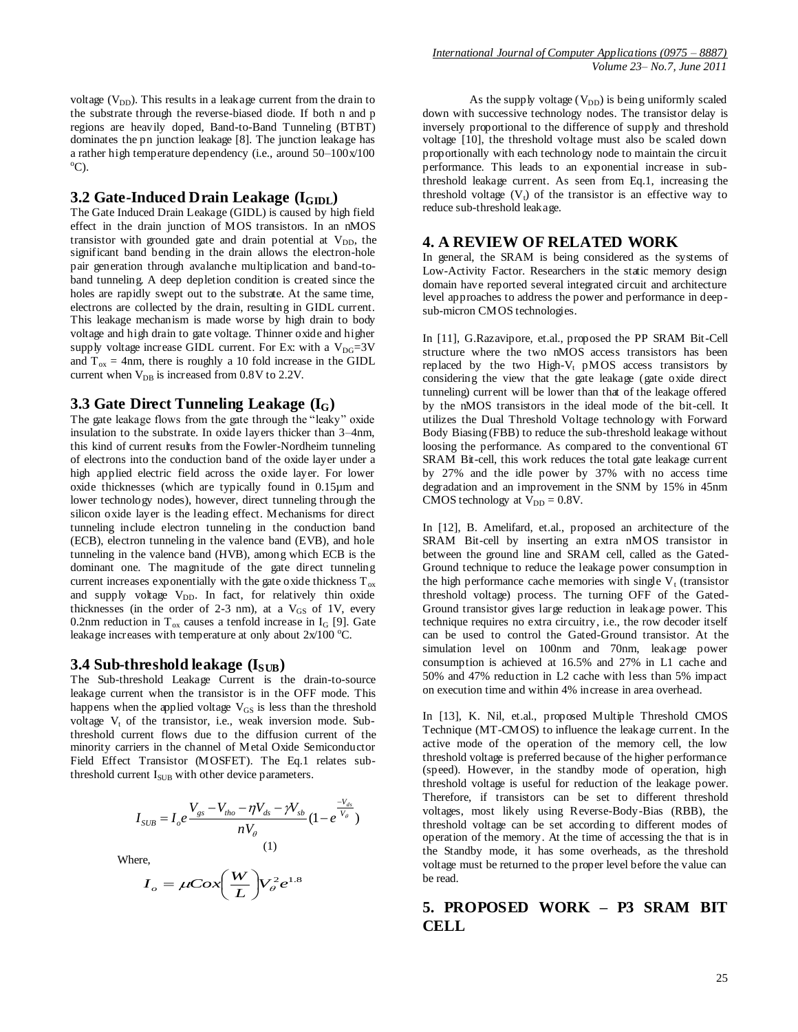voltage ($V_{DD}$). This results in a leakage current from the drain to the substrate through the reverse-biased diode. If both n and p regions are heavily doped, Band-to-Band Tunneling (BTBT) dominates the pn junction leakage [8]. The junction leakage has a rather high temperature dependency (i.e., around 50–100x/100 $^{o}$C).

### 3.2 Gate-Induced Drain Leakage ($I_{GIDL}$)

The Gate Induced Drain Leakage (GIDL) is caused by high field effect in the drain junction of MOS transistors. In an nMOS transistor with grounded gate and drain potential at $V_{DD}$, the significant band bending in the drain allows the electron-hole pair generation through avalanche multiplication and band-to-band tunneling. A deep depletion condition is created since the holes are rapidly swept out to the substrate. At the same time, electrons are collected by the drain, resulting in GIDL current. This leakage mechanism is made worse by high drain to body voltage and high drain to gate voltage. Thinner oxide and higher supply voltage increase GIDL current. For Ex: with a $V_{DG}$=3V and $T_{ox}$ = 4nm, there is roughly a 10 fold increase in the GIDL current when $V_{DB}$ is increased from 0.8V to 2.2V.

### 3.3 Gate Direct Tunneling Leakage ($I_G$)

The gate leakage flows from the gate through the "leaky" oxide insulation to the substrate. In oxide layers thicker than 3–4nm, this kind of current results from the Fowler-Nordheim tunneling of electrons into the conduction band of the oxide layer under a high applied electric field across the oxide layer. For lower oxide thicknesses (which are typically found in 0.15µm and lower technology nodes), however, direct tunneling through the silicon oxide layer is the leading effect. Mechanisms for direct tunneling include electron tunneling in the conduction band (ECB), electron tunneling in the valence band (EVB), and hole tunneling in the valence band (HVB), among which ECB is the dominant one. The magnitude of the gate direct tunneling current increases exponentially with the gate oxide thickness $T_{ox}$ and supply voltage $V_{DD}$. In fact, for relatively thin oxide thicknesses (in the order of 2-3 nm), at a $V_{GS}$ of 1V, every 0.2nm reduction in $T_{ox}$ causes a tenfold increase in $I_G$ [9]. Gate leakage increases with temperature at only about 2x/100 $^{o}$C.

### 3.4 Sub-threshold leakage ($I_{SUB}$)

The Sub-threshold Leakage Current is the drain-to-source leakage current when the transistor is in the OFF mode. This happens when the applied voltage $V_{GS}$ is less than the threshold voltage $V_t$ of the transistor, i.e., weak inversion mode. Sub-threshold current flows due to the diffusion current of the minority carriers in the channel of Metal Oxide Semiconductor Field Effect Transistor (MOSFET). The Eq.1 relates sub-threshold current $I_{SUB}$ with other device parameters.

$$I_{SUB} = I_o e \frac{V_{gs} - V_{tho} - \eta V_{ds} - \gamma V_{sb}}{n V_\theta} \left(1 - e^{\frac{-V_{ds}}{V_\theta}}\right) \quad (1)$$

Where,

$$I_o = \mu Cox \left(\frac{W}{L}\right) V_\theta^2 e^{1.8}$$

As the supply voltage ($V_{DD}$) is being uniformly scaled down with successive technology nodes. The transistor delay is inversely proportional to the difference of supply and threshold voltage [10], the threshold voltage must also be scaled down proportionally with each technology node to maintain the circuit performance. This leads to an exponential increase in sub-threshold leakage current. As seen from Eq.1, increasing the threshold voltage ($V_t$) of the transistor is an effective way to reduce sub-threshold leakage.

## 4. A REVIEW OF RELATED WORK

In general, the SRAM is being considered as the systems of Low-Activity Factor. Researchers in the static memory design domain have reported several integrated circuit and architecture level approaches to address the power and performance in deep-sub-micron CMOS technologies.

In [11], G.Razavipore, et.al., proposed the PP SRAM Bit-Cell structure where the two nMOS access transistors has been replaced by the two High-$V_t$ pMOS access transistors by considering the view that the gate leakage (gate oxide direct tunneling) current will be lower than that of the leakage offered by the nMOS transistors in the ideal mode of the bit-cell. It utilizes the Dual Threshold Voltage technology with Forward Body Biasing (FBB) to reduce the sub-threshold leakage without loosing the performance. As compared to the conventional 6T SRAM Bit-cell, this work reduces the total gate leakage current by 27% and the idle power by 37% with no access time degradation and an improvement in the SNM by 15% in 45nm CMOS technology at $V_{DD}$ = 0.8V.

In [12], B. Amelifard, et.al., proposed an architecture of the SRAM Bit-cell by inserting an extra nMOS transistor in between the ground line and SRAM cell, called as the Gated-Ground technique to reduce the leakage power consumption in the high performance cache memories with single $V_t$ (transistor threshold voltage) process. The turning OFF of the Gated-Ground transistor gives large reduction in leakage power. This technique requires no extra circuitry, i.e., the row decoder itself can be used to control the Gated-Ground transistor. At the simulation level on 100nm and 70nm, leakage power consumption is achieved at 16.5% and 27% in L1 cache and 50% and 47% reduction in L2 cache with less than 5% impact on execution time and within 4% increase in area overhead.

In [13], K. Nil, et.al., proposed Multiple Threshold CMOS Technique (MT-CMOS) to influence the leakage current. In the active mode of the operation of the memory cell, the low threshold voltage is preferred because of the higher performance (speed). However, in the standby mode of operation, high threshold voltage is useful for reduction of the leakage power. Therefore, if transistors can be set to different threshold voltages, most likely using Reverse-Body-Bias (RBB), the threshold voltage can be set according to different modes of operation of the memory. At the time of accessing the that is in the Standby mode, it has some overheads, as the threshold voltage must be returned to the proper level before the value can be read.

## 5. PROPOSED WORK – P3 SRAM BIT CELL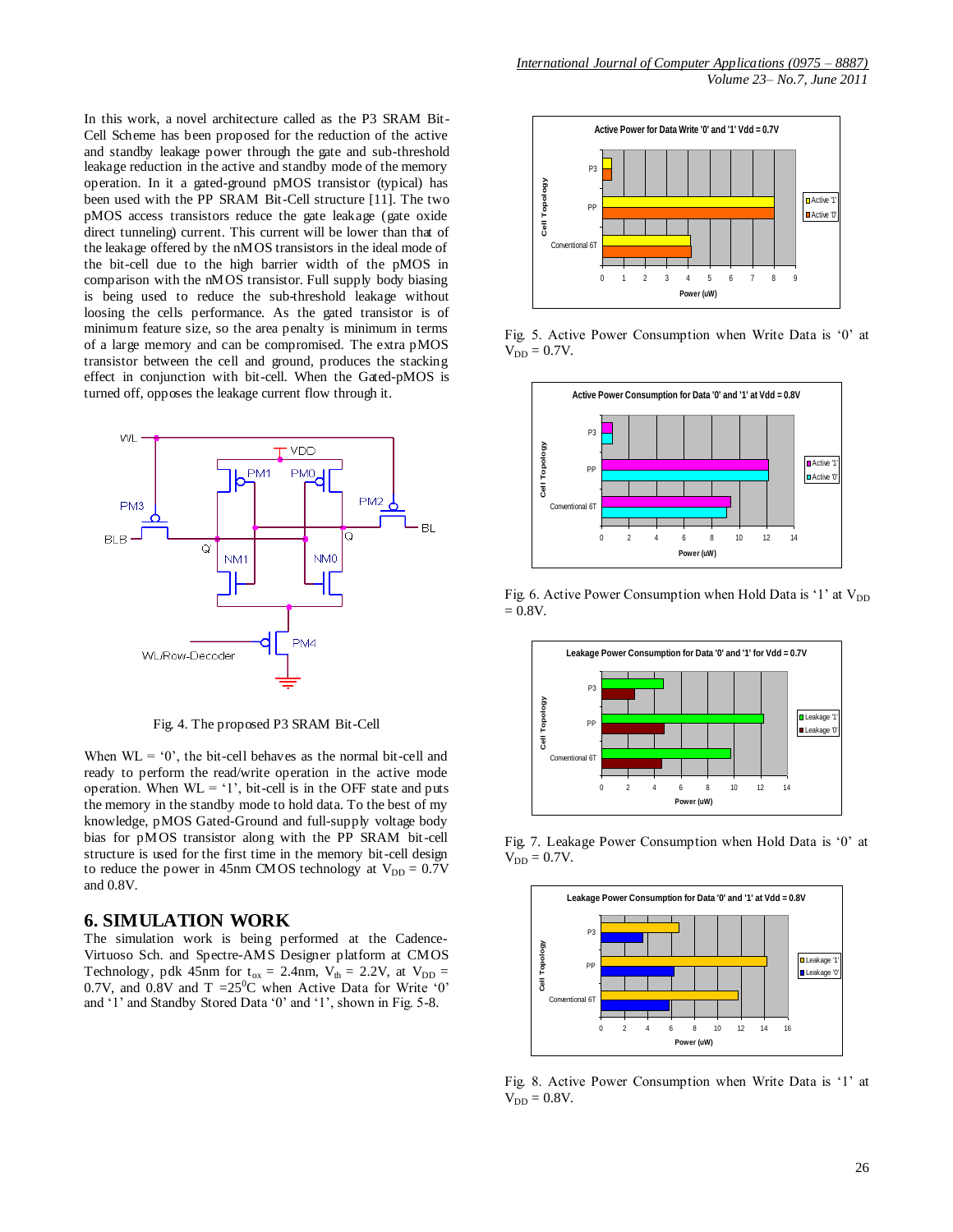In this work, a novel architecture called as the P3 SRAM Bit-Cell Scheme has been proposed for the reduction of the active and standby leakage power through the gate and sub-threshold leakage reduction in the active and standby mode of the memory operation. In it a gated-ground pMOS transistor (typical) has been used with the PP SRAM Bit-Cell structure [11]. The two pMOS access transistors reduce the gate leakage (gate oxide direct tunneling) current. This current will be lower than that of the leakage offered by the nMOS transistors in the ideal mode of the bit-cell due to the high barrier width of the pMOS in comparison with the nMOS transistor. Full supply body biasing is being used to reduce the sub-threshold leakage without loosing the cells performance. As the gated transistor is of minimum feature size, so the area penalty is minimum in terms of a large memory and can be compromised. The extra pMOS transistor between the cell and ground, produces the stacking effect in conjunction with bit-cell. When the Gated-pMOS is turned off, opposes the leakage current flow through it.

Fig. 4. The proposed P3 SRAM Bit-Cell

When WL = '0', the bit-cell behaves as the normal bit-cell and ready to perform the read/write operation in the active mode operation. When WL = '1', bit-cell is in the OFF state and puts the memory in the standby mode to hold data. To the best of my knowledge, pMOS Gated-Ground and full-supply voltage body bias for pMOS transistor along with the PP SRAM bit-cell structure is used for the first time in the memory bit-cell design to reduce the power in 45nm CMOS technology at $V_{DD}$ = 0.7V and 0.8V.

## 6. SIMULATION WORK

The simulation work is being performed at the Cadence-Virtuoso Sch. and Spectre-AMS Designer platform at CMOS Technology, pdk 45nm for $t_{ox}$ = 2.4nm, $V_{th}$ = 2.2V, at $V_{DD}$ = 0.7V, and 0.8V and T = 25$^0$C when Active Data for Write '0' and '1' and Standby Stored Data '0' and '1', shown in Fig. 5-8.

Fig. 5. Active Power Consumption when Write Data is '0' at $V_{DD}$ = 0.7V.

Fig. 6. Active Power Consumption when Hold Data is '1' at $V_{DD}$ = 0.8V.

Fig. 7. Leakage Power Consumption when Hold Data is '0' at $V_{DD}$ = 0.7V.

Fig. 8. Active Power Consumption when Write Data is '1' at $V_{DD}$ = 0.8V.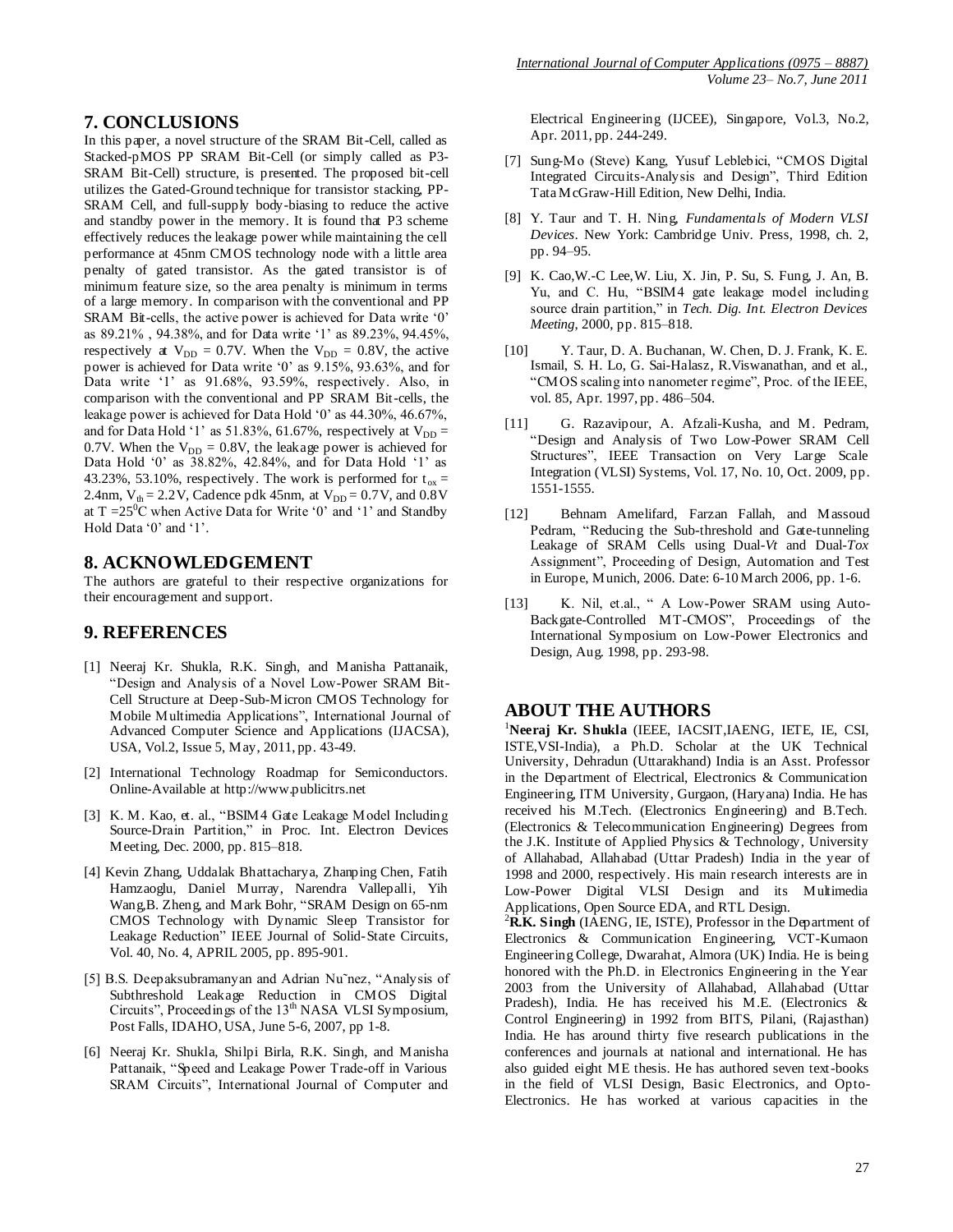## 7. CONCLUSIONS

In this paper, a novel structure of the SRAM Bit-Cell, called as Stacked-pMOS PP SRAM Bit-Cell (or simply called as P3-SRAM Bit-Cell) structure, is presented. The proposed bit-cell utilizes the Gated-Ground technique for transistor stacking, PP-SRAM Cell, and full-supply body-biasing to reduce the active and standby power in the memory. It is found that P3 scheme effectively reduces the leakage power while maintaining the cell performance at 45nm CMOS technology node with a little area penalty of gated transistor. As the gated transistor is of minimum feature size, so the area penalty is minimum in terms of a large memory. In comparison with the conventional and PP SRAM Bit-cells, the active power is achieved for Data write '0' as 89.21% , 94.38%, and for Data write '1' as 89.23%, 94.45%, respectively at $V_{DD}$ = 0.7V. When the $V_{DD}$ = 0.8V, the active power is achieved for Data write '0' as 9.15%, 93.63%, and for Data write '1' as 91.68%, 93.59%, respectively. Also, in comparison with the conventional and PP SRAM Bit-cells, the leakage power is achieved for Data Hold '0' as 44.30%, 46.67%, and for Data Hold '1' as 51.83%, 61.67%, respectively at $V_{DD}$ = 0.7V. When the $V_{DD}$ = 0.8V, the leakage power is achieved for Data Hold '0' as 38.82%, 42.84%, and for Data Hold '1' as 43.23%, 53.10%, respectively. The work is performed for $t_{ox}$ = 2.4nm, $V_{th}$ = 2.2V, Cadence pdk 45nm, at $V_{DD}$ = 0.7V, and 0.8V at T =25$^0$C when Active Data for Write '0' and '1' and Standby Hold Data '0' and '1'.

## 8. ACKNOWLEDGEMENT

The authors are grateful to their respective organizations for their encouragement and support.

## 9. REFERENCES

[1] Neeraj Kr. Shukla, R.K. Singh, and Manisha Pattanaik, "Design and Analysis of a Novel Low-Power SRAM Bit-Cell Structure at Deep-Sub-Micron CMOS Technology for Mobile Multimedia Applications", International Journal of Advanced Computer Science and Applications (IJACSA), USA, Vol.2, Issue 5, May, 2011, pp. 43-49.

[2] International Technology Roadmap for Semiconductors. Online-Available at http://www.publicitrs.net

[3] K. M. Kao, et. al., "BSIM4 Gate Leakage Model Including Source-Drain Partition," in Proc. Int. Electron Devices Meeting, Dec. 2000, pp. 815–818.

[4] Kevin Zhang, Uddalak Bhattacharya, Zhanping Chen, Fatih Hamzaoglu, Daniel Murray, Narendra Vallepalli, Yih Wang,B. Zheng, and Mark Bohr, "SRAM Design on 65-nm CMOS Technology with Dynamic Sleep Transistor for Leakage Reduction" IEEE Journal of Solid-State Circuits, Vol. 40, No. 4, APRIL 2005, pp. 895-901.

[5] B.S. Deepaksubramanyan and Adrian Nu˜nez, "Analysis of Subthreshold Leakage Reduction in CMOS Digital Circuits", Proceedings of the 13th NASA VLSI Symposium, Post Falls, IDAHO, USA, June 5-6, 2007, pp 1-8.

[6] Neeraj Kr. Shukla, Shilpi Birla, R.K. Singh, and Manisha Pattanaik, "Speed and Leakage Power Trade-off in Various SRAM Circuits", International Journal of Computer and Electrical Engineering (IJCEE), Singapore, Vol.3, No.2, Apr. 2011, pp. 244-249.

[7] Sung-Mo (Steve) Kang, Yusuf Leblebici, "CMOS Digital Integrated Circuits-Analysis and Design", Third Edition Tata McGraw-Hill Edition, New Delhi, India.

[8] Y. Taur and T. H. Ning, *Fundamentals of Modern VLSI Devices*. New York: Cambridge Univ. Press, 1998, ch. 2, pp. 94–95.

[9] K. Cao,W.-C Lee,W. Liu, X. Jin, P. Su, S. Fung, J. An, B. Yu, and C. Hu, "BSIM4 gate leakage model including source drain partition," in *Tech. Dig. Int. Electron Devices Meeting*, 2000, pp. 815–818.

[10] Y. Taur, D. A. Buchanan, W. Chen, D. J. Frank, K. E. Ismail, S. H. Lo, G. Sai-Halasz, R.Viswanathan, and et al., "CMOS scaling into nanometer regime", Proc. of the IEEE, vol. 85, Apr. 1997, pp. 486–504.

[11] G. Razavipour, A. Afzali-Kusha, and M. Pedram, "Design and Analysis of Two Low-Power SRAM Cell Structures", IEEE Transaction on Very Large Scale Integration (VLSI) Systems, Vol. 17, No. 10, Oct. 2009, pp. 1551-1555.

[12] Behnam Amelifard, Farzan Fallah, and Massoud Pedram, "Reducing the Sub-threshold and Gate-tunneling Leakage of SRAM Cells using Dual-*Vt* and Dual-*Tox* Assignment", Proceeding of Design, Automation and Test in Europe, Munich, 2006. Date: 6-10 March 2006, pp. 1-6.

[13] K. Nil, et.al., " A Low-Power SRAM using Auto-Backgate-Controlled MT-CMOS", Proceedings of the International Symposium on Low-Power Electronics and Design, Aug. 1998, pp. 293-98.

## ABOUT THE AUTHORS

[1]**Neeraj Kr. Shukla** (IEEE, IACSIT,IAENG, IETE, IE, CSI, ISTE,VSI-India), a Ph.D. Scholar at the UK Technical University, Dehradun (Uttarakhand) India is an Asst. Professor in the Department of Electrical, Electronics & Communication Engineering, ITM University, Gurgaon, (Haryana) India. He has received his M.Tech. (Electronics Engineering) and B.Tech. (Electronics & Telecommunication Engineering) Degrees from the J.K. Institute of Applied Physics & Technology, University of Allahabad, Allahabad (Uttar Pradesh) India in the year of 1998 and 2000, respectively. His main research interests are in Low-Power Digital VLSI Design and its Multimedia Applications, Open Source EDA, and RTL Design.

[2]**R.K. Singh** (IAENG, IE, ISTE), Professor in the Department of Electronics & Communication Engineering, VCT-Kumaon Engineering College, Dwarahat, Almora (UK) India. He is being honored with the Ph.D. in Electronics Engineering in the Year 2003 from the University of Allahabad, Allahabad (Uttar Pradesh), India. He has received his M.E. (Electronics & Control Engineering) in 1992 from BITS, Pilani, (Rajasthan) India. He has around thirty five research publications in the conferences and journals at national and international. He has also guided eight ME thesis. He has authored seven text-books in the field of VLSI Design, Basic Electronics, and Opto-Electronics. He has worked at various capacities in the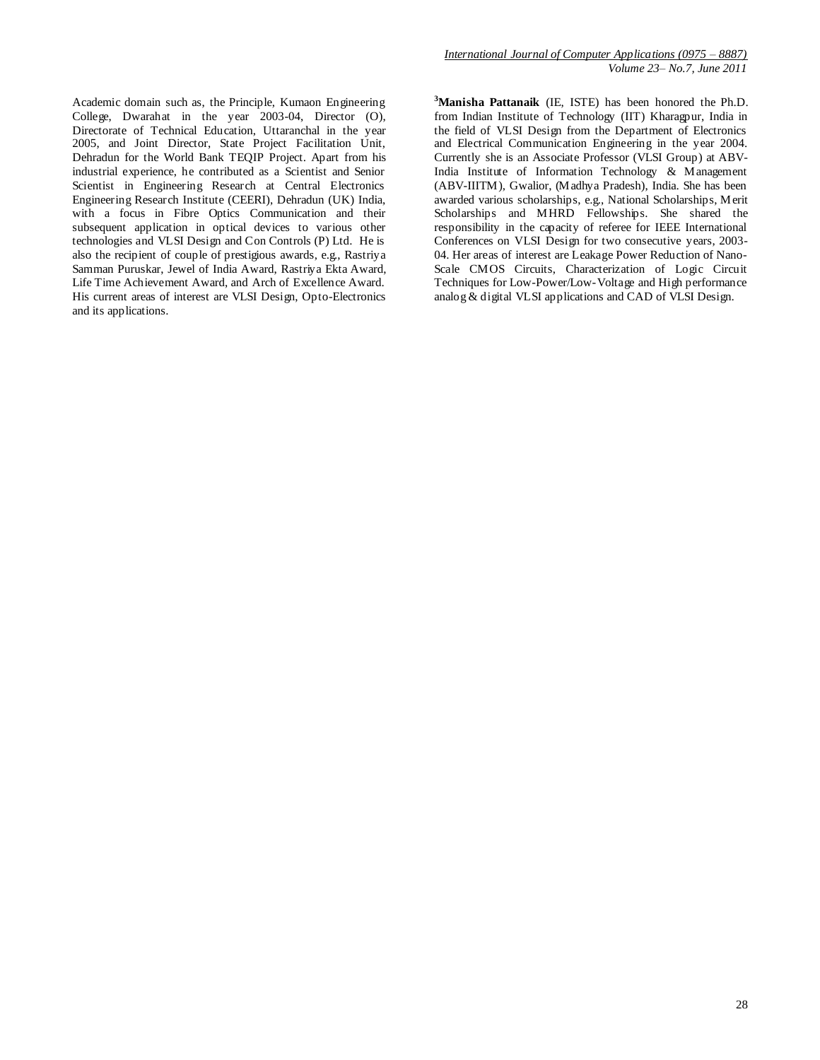Academic domain such as, the Principle, Kumaon Engineering College, Dwarahat in the year 2003-04, Director (O), Directorate of Technical Education, Uttaranchal in the year 2005, and Joint Director, State Project Facilitation Unit, Dehradun for the World Bank TEQIP Project. Apart from his industrial experience, he contributed as a Scientist and Senior Scientist in Engineering Research at Central Electronics Engineering Research Institute (CEERI), Dehradun (UK) India, with a focus in Fibre Optics Communication and their subsequent application in optical devices to various other technologies and VLSI Design and Con Controls (P) Ltd. He is also the recipient of couple of prestigious awards, e.g., Rastriya Samman Puruskar, Jewel of India Award, Rastriya Ekta Award, Life Time Achievement Award, and Arch of Excellence Award. His current areas of interest are VLSI Design, Opto-Electronics and its applications.

[3]**Manisha Pattanaik** (IE, ISTE) has been honored the Ph.D. from Indian Institute of Technology (IIT) Kharagpur, India in the field of VLSI Design from the Department of Electronics and Electrical Communication Engineering in the year 2004. Currently she is an Associate Professor (VLSI Group) at ABV-India Institute of Information Technology & Management (ABV-IIITM), Gwalior, (Madhya Pradesh), India. She has been awarded various scholarships, e.g., National Scholarships, Merit Scholarships and MHRD Fellowships. She shared the responsibility in the capacity of referee for IEEE International Conferences on VLSI Design for two consecutive years, 2003-04. Her areas of interest are Leakage Power Reduction of Nano-Scale CMOS Circuits, Characterization of Logic Circuit Techniques for Low-Power/Low-Voltage and High performance analog & digital VLSI applications and CAD of VLSI Design.